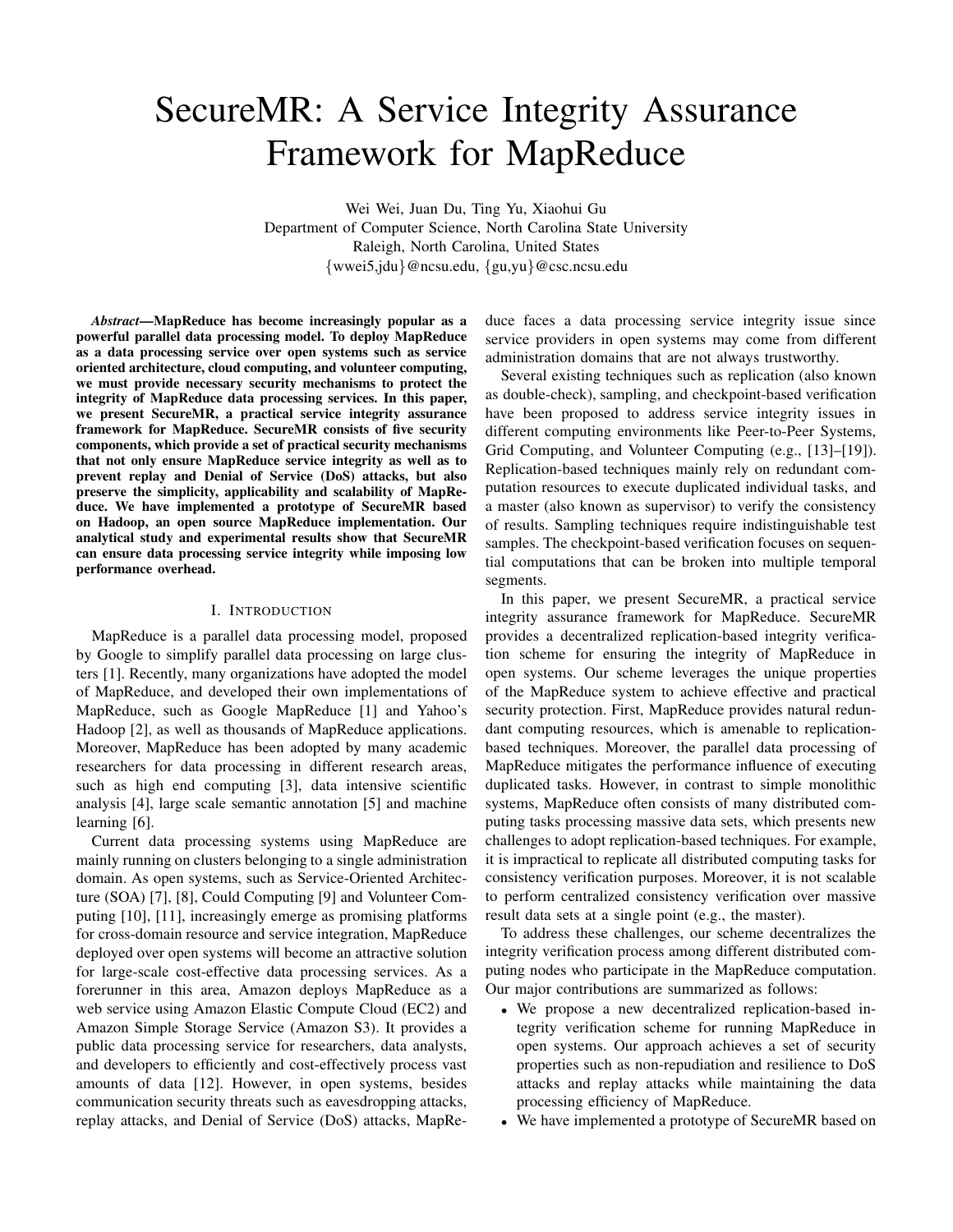# SecureMR: A Service Integrity Assurance Framework for MapReduce

Wei Wei, Juan Du, Ting Yu, Xiaohui Gu
Department of Computer Science, North Carolina State University
Raleigh, North Carolina, United States
{wwei5,jdu}@ncsu.edu, {gu,yu}@csc.ncsu.edu

***Abstract*—MapReduce has become increasingly popular as a powerful parallel data processing model. To deploy MapReduce as a data processing service over open systems such as service oriented architecture, cloud computing, and volunteer computing, we must provide necessary security mechanisms to protect the integrity of MapReduce data processing services. In this paper, we present SecureMR, a practical service integrity assurance framework for MapReduce. SecureMR consists of five security components, which provide a set of practical security mechanisms that not only ensure MapReduce service integrity as well as to prevent replay and Denial of Service (DoS) attacks, but also preserve the simplicity, applicability and scalability of MapReduce. We have implemented a prototype of SecureMR based on Hadoop, an open source MapReduce implementation. Our analytical study and experimental results show that SecureMR can ensure data processing service integrity while imposing low performance overhead.**

## I. Introduction

MapReduce is a parallel data processing model, proposed by Google to simplify parallel data processing on large clusters [1]. Recently, many organizations have adopted the model of MapReduce, and developed their own implementations of MapReduce, such as Google MapReduce [1] and Yahoo's Hadoop [2], as well as thousands of MapReduce applications. Moreover, MapReduce has been adopted by many academic researchers for data processing in different research areas, such as high end computing [3], data intensive scientific analysis [4], large scale semantic annotation [5] and machine learning [6].

Current data processing systems using MapReduce are mainly running on clusters belonging to a single administration domain. As open systems, such as Service-Oriented Architecture (SOA) [7], [8], Could Computing [9] and Volunteer Computing [10], [11], increasingly emerge as promising platforms for cross-domain resource and service integration, MapReduce deployed over open systems will become an attractive solution for large-scale cost-effective data processing services. As a forerunner in this area, Amazon deploys MapReduce as a web service using Amazon Elastic Compute Cloud (EC2) and Amazon Simple Storage Service (Amazon S3). It provides a public data processing service for researchers, data analysts, and developers to efficiently and cost-effectively process vast amounts of data [12]. However, in open systems, besides communication security threats such as eavesdropping attacks, replay attacks, and Denial of Service (DoS) attacks, MapReduce faces a data processing service integrity issue since service providers in open systems may come from different administration domains that are not always trustworthy.

Several existing techniques such as replication (also known as double-check), sampling, and checkpoint-based verification have been proposed to address service integrity issues in different computing environments like Peer-to-Peer Systems, Grid Computing, and Volunteer Computing (e.g., [13]–[19]). Replication-based techniques mainly rely on redundant computation resources to execute duplicated individual tasks, and a master (also known as supervisor) to verify the consistency of results. Sampling techniques require indistinguishable test samples. The checkpoint-based verification focuses on sequential computations that can be broken into multiple temporal segments.

In this paper, we present SecureMR, a practical service integrity assurance framework for MapReduce. SecureMR provides a decentralized replication-based integrity verification scheme for ensuring the integrity of MapReduce in open systems. Our scheme leverages the unique properties of the MapReduce system to achieve effective and practical security protection. First, MapReduce provides natural redundant computing resources, which is amenable to replication-based techniques. Moreover, the parallel data processing of MapReduce mitigates the performance influence of executing duplicated tasks. However, in contrast to simple monolithic systems, MapReduce often consists of many distributed computing tasks processing massive data sets, which presents new challenges to adopt replication-based techniques. For example, it is impractical to replicate all distributed computing tasks for consistency verification purposes. Moreover, it is not scalable to perform centralized consistency verification over massive result data sets at a single point (e.g., the master).

To address these challenges, our scheme decentralizes the integrity verification process among different distributed computing nodes who participate in the MapReduce computation. Our major contributions are summarized as follows:

- We propose a new decentralized replication-based integrity verification scheme for running MapReduce in open systems. Our approach achieves a set of security properties such as non-repudiation and resilience to DoS attacks and replay attacks while maintaining the data processing efficiency of MapReduce.
- We have implemented a prototype of SecureMR based on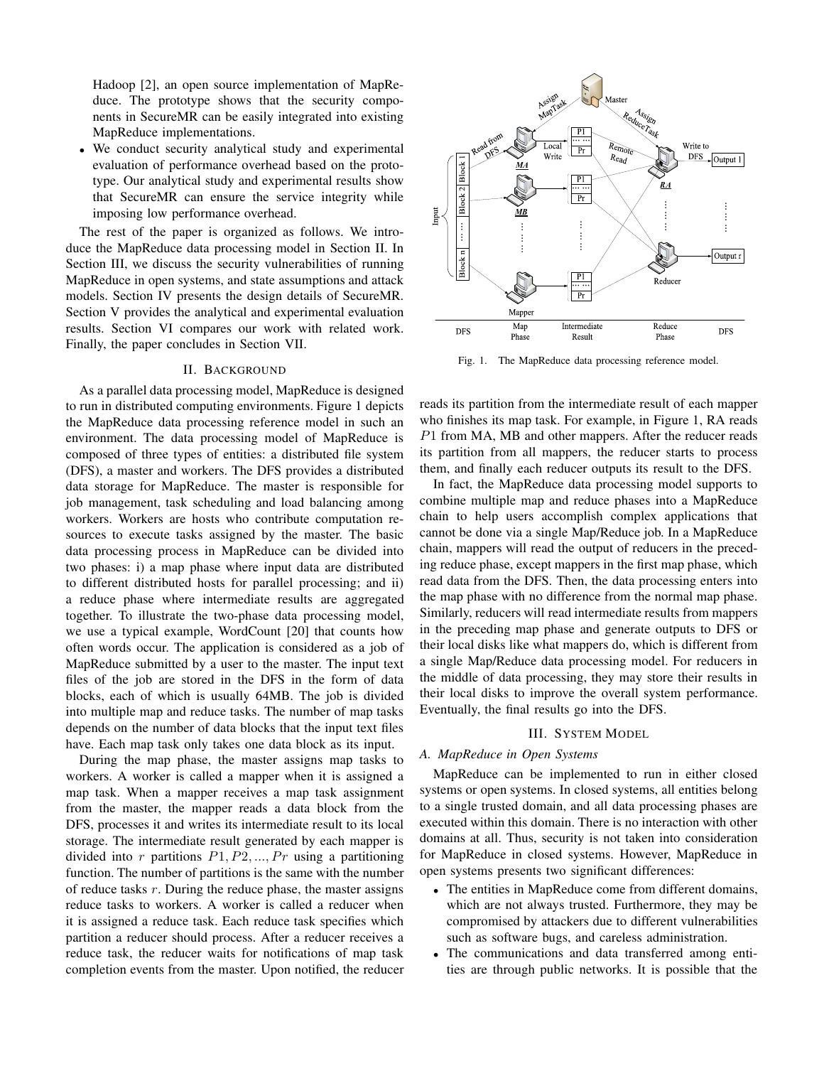Hadoop [2], an open source implementation of MapReduce. The prototype shows that the security components in SecureMR can be easily integrated into existing MapReduce implementations.

- We conduct security analytical study and experimental evaluation of performance overhead based on the prototype. Our analytical study and experimental results show that SecureMR can ensure the service integrity while imposing low performance overhead.

The rest of the paper is organized as follows. We introduce the MapReduce data processing model in Section II. In Section III, we discuss the security vulnerabilities of running MapReduce in open systems, and state assumptions and attack models. Section IV presents the design details of SecureMR. Section V provides the analytical and experimental evaluation results. Section VI compares our work with related work. Finally, the paper concludes in Section VII.

## II. Background

As a parallel data processing model, MapReduce is designed to run in distributed computing environments. Figure 1 depicts the MapReduce data processing reference model in such an environment. The data processing model of MapReduce is composed of three types of entities: a distributed file system (DFS), a master and workers. The DFS provides a distributed data storage for MapReduce. The master is responsible for job management, task scheduling and load balancing among workers. Workers are hosts who contribute computation resources to execute tasks assigned by the master. The basic data processing process in MapReduce can be divided into two phases: i) a map phase where input data are distributed to different distributed hosts for parallel processing; and ii) a reduce phase where intermediate results are aggregated together. To illustrate the two-phase data processing model, we use a typical example, WordCount [20] that counts how often words occur. The application is considered as a job of MapReduce submitted by a user to the master. The input text files of the job are stored in the DFS in the form of data blocks, each of which is usually 64MB. The job is divided into multiple map and reduce tasks. The number of map tasks depends on the number of data blocks that the input text files have. Each map task only takes one data block as its input.

During the map phase, the master assigns map tasks to workers. A worker is called a mapper when it is assigned a map task. When a mapper receives a map task assignment from the master, the mapper reads a data block from the DFS, processes it and writes its intermediate result to its local storage. The intermediate result generated by each mapper is divided into $r$ partitions $P1, P2, ..., Pr$ using a partitioning function. The number of partitions is the same with the number of reduce tasks $r$. During the reduce phase, the master assigns reduce tasks to workers. A worker is called a reducer when it is assigned a reduce task. Each reduce task specifies which partition a reducer should process. After a reducer receives a reduce task, the reducer waits for notifications of map task completion events from the master. Upon notified, the reducer reads its partition from the intermediate result of each mapper who finishes its map task. For example, in Figure 1, RA reads $P1$ from MA, MB and other mappers. After the reducer reads its partition from all mappers, the reducer starts to process them, and finally each reducer outputs its result to the DFS.

Fig. 1. The MapReduce data processing reference model.

In fact, the MapReduce data processing model supports to combine multiple map and reduce phases into a MapReduce chain to help users accomplish complex applications that cannot be done via a single Map/Reduce job. In a MapReduce chain, mappers will read the output of reducers in the preceding reduce phase, except mappers in the first map phase, which read data from the DFS. Then, the data processing enters into the map phase with no difference from the normal map phase. Similarly, reducers will read intermediate results from mappers in the preceding map phase and generate outputs to DFS or their local disks like what mappers do, which is different from a single Map/Reduce data processing model. For reducers in the middle of data processing, they may store their results in their local disks to improve the overall system performance. Eventually, the final results go into the DFS.

## III. System Model

### A. MapReduce in Open Systems

MapReduce can be implemented to run in either closed systems or open systems. In closed systems, all entities belong to a single trusted domain, and all data processing phases are executed within this domain. There is no interaction with other domains at all. Thus, security is not taken into consideration for MapReduce in closed systems. However, MapReduce in open systems presents two significant differences:

- The entities in MapReduce come from different domains, which are not always trusted. Furthermore, they may be compromised by attackers due to different vulnerabilities such as software bugs, and careless administration.
- The communications and data transferred among entities are through public networks. It is possible that the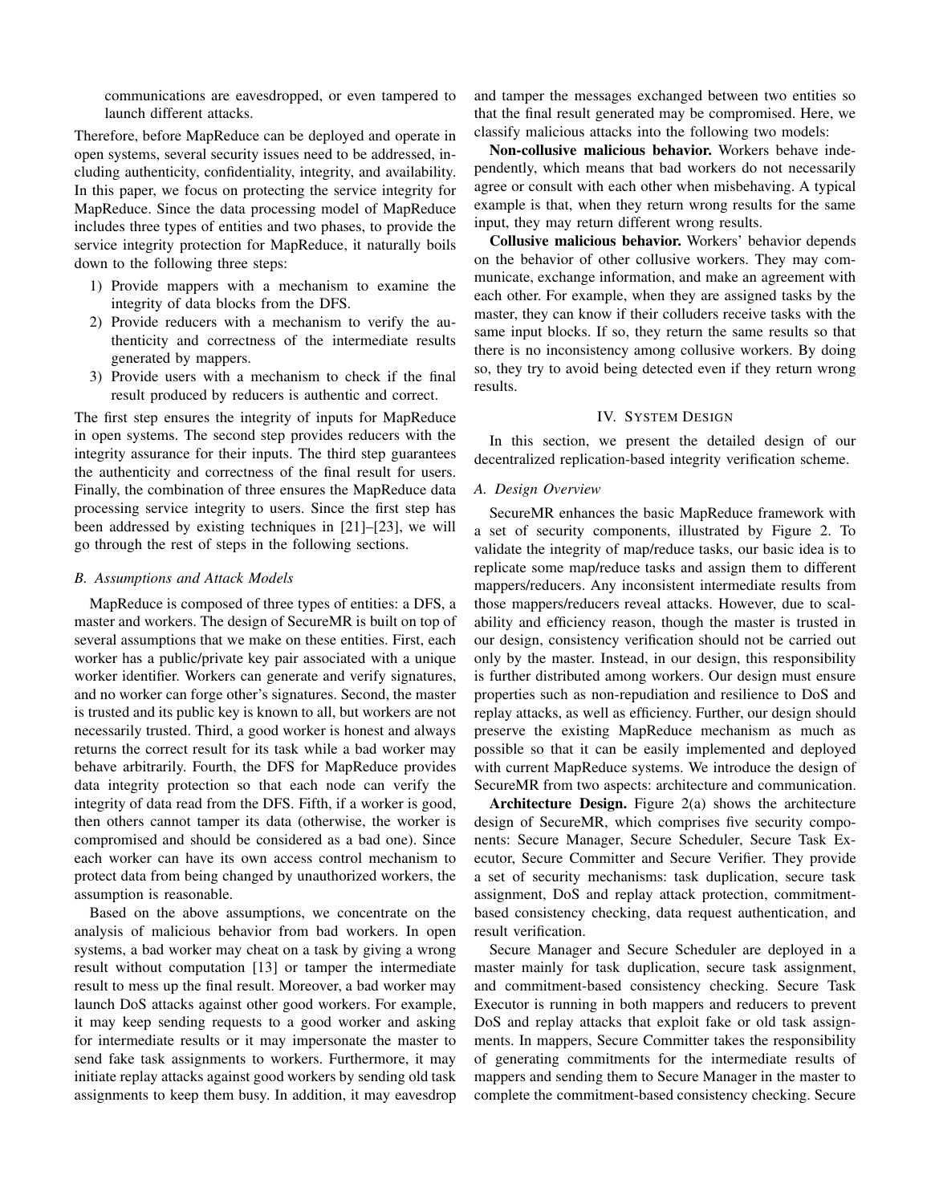communications are eavesdropped, or even tampered to launch different attacks.

Therefore, before MapReduce can be deployed and operate in open systems, several security issues need to be addressed, including authenticity, confidentiality, integrity, and availability. In this paper, we focus on protecting the service integrity for MapReduce. Since the data processing model of MapReduce includes three types of entities and two phases, to provide the service integrity protection for MapReduce, it naturally boils down to the following three steps:

1) Provide mappers with a mechanism to examine the integrity of data blocks from the DFS.
2) Provide reducers with a mechanism to verify the authenticity and correctness of the intermediate results generated by mappers.
3) Provide users with a mechanism to check if the final result produced by reducers is authentic and correct.

The first step ensures the integrity of inputs for MapReduce in open systems. The second step provides reducers with the integrity assurance for their inputs. The third step guarantees the authenticity and correctness of the final result for users. Finally, the combination of three ensures the MapReduce data processing service integrity to users. Since the first step has been addressed by existing techniques in [21]–[23], we will go through the rest of steps in the following sections.

### B. Assumptions and Attack Models

MapReduce is composed of three types of entities: a DFS, a master and workers. The design of SecureMR is built on top of several assumptions that we make on these entities. First, each worker has a public/private key pair associated with a unique worker identifier. Workers can generate and verify signatures, and no worker can forge other's signatures. Second, the master is trusted and its public key is known to all, but workers are not necessarily trusted. Third, a good worker is honest and always returns the correct result for its task while a bad worker may behave arbitrarily. Fourth, the DFS for MapReduce provides data integrity protection so that each node can verify the integrity of data read from the DFS. Fifth, if a worker is good, then others cannot tamper its data (otherwise, the worker is compromised and should be considered as a bad one). Since each worker can have its own access control mechanism to protect data from being changed by unauthorized workers, the assumption is reasonable.

Based on the above assumptions, we concentrate on the analysis of malicious behavior from bad workers. In open systems, a bad worker may cheat on a task by giving a wrong result without computation [13] or tamper the intermediate result to mess up the final result. Moreover, a bad worker may launch DoS attacks against other good workers. For example, it may keep sending requests to a good worker and asking for intermediate results or it may impersonate the master to send fake task assignments to workers. Furthermore, it may initiate replay attacks against good workers by sending old task assignments to keep them busy. In addition, it may eavesdrop and tamper the messages exchanged between two entities so that the final result generated may be compromised. Here, we classify malicious attacks into the following two models:

**Non-collusive malicious behavior.** Workers behave independently, which means that bad workers do not necessarily agree or consult with each other when misbehaving. A typical example is that, when they return wrong results for the same input, they may return different wrong results.

**Collusive malicious behavior.** Workers' behavior depends on the behavior of other collusive workers. They may communicate, exchange information, and make an agreement with each other. For example, when they are assigned tasks by the master, they can know if their colluders receive tasks with the same input blocks. If so, they return the same results so that there is no inconsistency among collusive workers. By doing so, they try to avoid being detected even if they return wrong results.

## IV. System Design

In this section, we present the detailed design of our decentralized replication-based integrity verification scheme.

### A. Design Overview

SecureMR enhances the basic MapReduce framework with a set of security components, illustrated by Figure 2. To validate the integrity of map/reduce tasks, our basic idea is to replicate some map/reduce tasks and assign them to different mappers/reducers. Any inconsistent intermediate results from those mappers/reducers reveal attacks. However, due to scalability and efficiency reason, though the master is trusted in our design, consistency verification should not be carried out only by the master. Instead, in our design, this responsibility is further distributed among workers. Our design must ensure properties such as non-repudiation and resilience to DoS and replay attacks, as well as efficiency. Further, our design should preserve the existing MapReduce mechanism as much as possible so that it can be easily implemented and deployed with current MapReduce systems. We introduce the design of SecureMR from two aspects: architecture and communication.

**Architecture Design.** Figure 2(a) shows the architecture design of SecureMR, which comprises five security components: Secure Manager, Secure Scheduler, Secure Task Executor, Secure Committer and Secure Verifier. They provide a set of security mechanisms: task duplication, secure task assignment, DoS and replay attack protection, commitment-based consistency checking, data request authentication, and result verification.

Secure Manager and Secure Scheduler are deployed in a master mainly for task duplication, secure task assignment, and commitment-based consistency checking. Secure Task Executor is running in both mappers and reducers to prevent DoS and replay attacks that exploit fake or old task assignments. In mappers, Secure Committer takes the responsibility of generating commitments for the intermediate results of mappers and sending them to Secure Manager in the master to complete the commitment-based consistency checking. Secure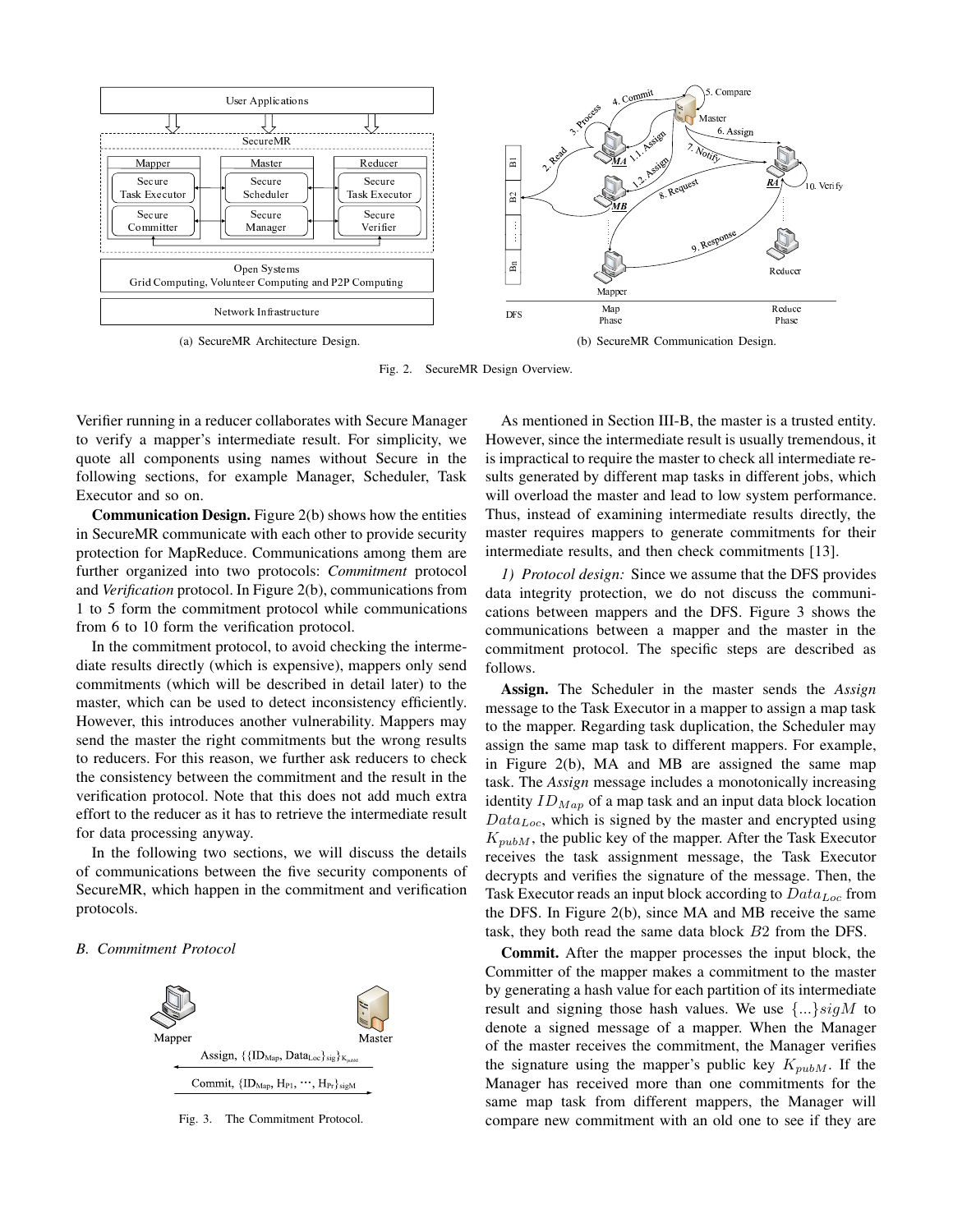(a) SecureMR Architecture Design.

(b) SecureMR Communication Design.

Fig. 2. SecureMR Design Overview.

Verifier running in a reducer collaborates with Secure Manager to verify a mapper's intermediate result. For simplicity, we quote all components using names without Secure in the following sections, for example Manager, Scheduler, Task Executor and so on.

**Communication Design.** Figure 2(b) shows how the entities in SecureMR communicate with each other to provide security protection for MapReduce. Communications among them are further organized into two protocols: *Commitment* protocol and *Verification* protocol. In Figure 2(b), communications from 1 to 5 form the commitment protocol while communications from 6 to 10 form the verification protocol.

In the commitment protocol, to avoid checking the intermediate results directly (which is expensive), mappers only send commitments (which will be described in detail later) to the master, which can be used to detect inconsistency efficiently. However, this introduces another vulnerability. Mappers may send the master the right commitments but the wrong results to reducers. For this reason, we further ask reducers to check the consistency between the commitment and the result in the verification protocol. Note that this does not add much extra effort to the reducer as it has to retrieve the intermediate result for data processing anyway.

In the following two sections, we will discuss the details of communications between the five security components of SecureMR, which happen in the commitment and verification protocols.

### B. Commitment Protocol

Fig. 3. The Commitment Protocol.

As mentioned in Section III-B, the master is a trusted entity. However, since the intermediate result is usually tremendous, it is impractical to require the master to check all intermediate results generated by different map tasks in different jobs, which will overload the master and lead to low system performance. Thus, instead of examining intermediate results directly, the master requires mappers to generate commitments for their intermediate results, and then check commitments [13].

*1) Protocol design:* Since we assume that the DFS provides data integrity protection, we do not discuss the communications between mappers and the DFS. Figure 3 shows the communications between a mapper and the master in the commitment protocol. The specific steps are described as follows.

**Assign.** The Scheduler in the master sends the *Assign* message to the Task Executor in a mapper to assign a map task to the mapper. Regarding task duplication, the Scheduler may assign the same map task to different mappers. For example, in Figure 2(b), MA and MB are assigned the same map task. The *Assign* message includes a monotonically increasing identity $ID_{Map}$ of a map task and an input data block location $Data_{Loc}$, which is signed by the master and encrypted using $K_{pubM}$, the public key of the mapper. After the Task Executor receives the task assignment message, the Task Executor decrypts and verifies the signature of the message. Then, the Task Executor reads an input block according to $Data_{Loc}$ from the DFS. In Figure 2(b), since MA and MB receive the same task, they both read the same data block $B2$ from the DFS.

**Commit.** After the mapper processes the input block, the Committer of the mapper makes a commitment to the master by generating a hash value for each partition of its intermediate result and signing those hash values. We use $\{...\}sigM$ to denote a signed message of a mapper. When the Manager of the master receives the commitment, the Manager verifies the signature using the mapper's public key $K_{pubM}$. If the Manager has received more than one commitments for the same map task from different mappers, the Manager will compare new commitment with an old one to see if they are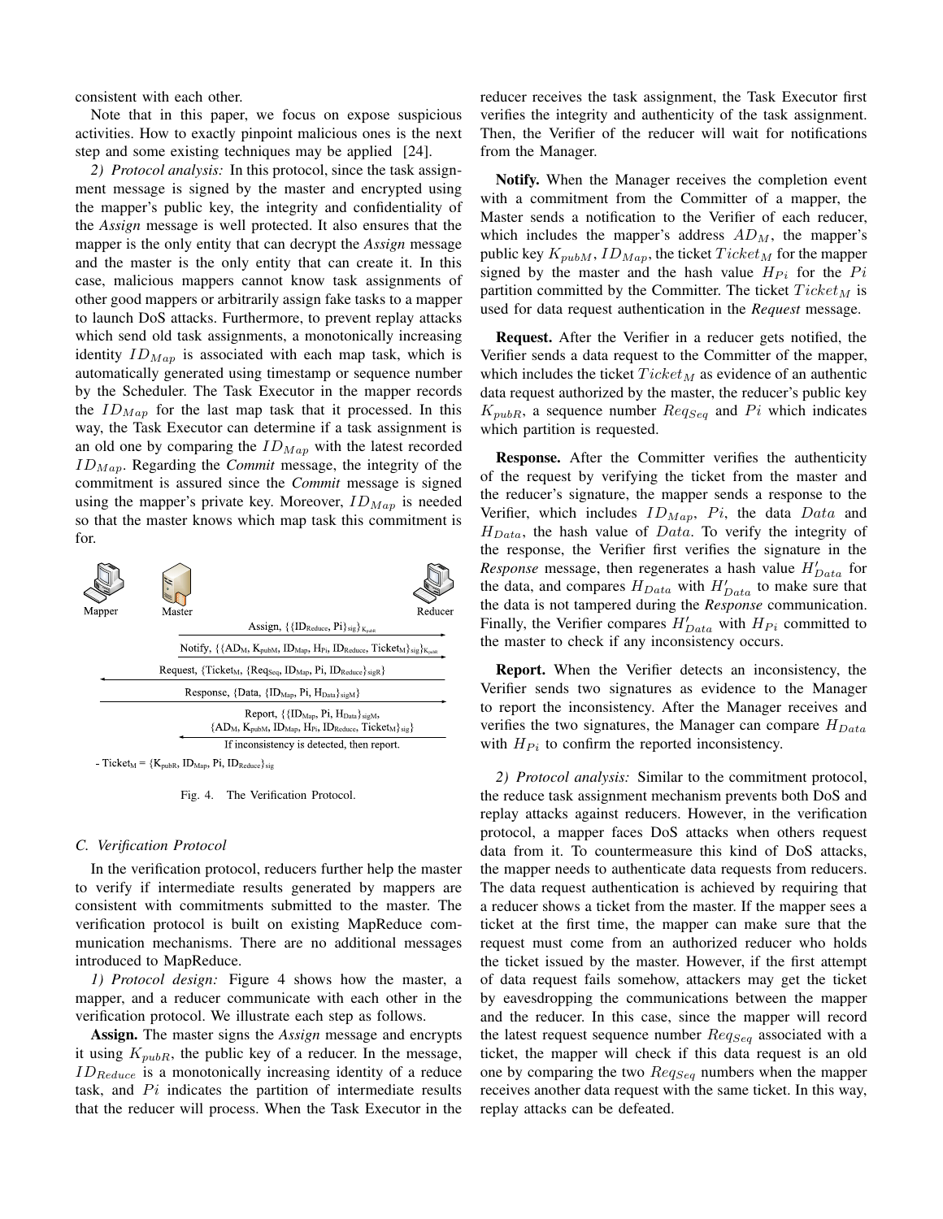consistent with each other.

Note that in this paper, we focus on expose suspicious activities. How to exactly pinpoint malicious ones is the next step and some existing techniques may be applied [24].

*2) Protocol analysis:* In this protocol, since the task assignment message is signed by the master and encrypted using the mapper's public key, the integrity and confidentiality of the *Assign* message is well protected. It also ensures that the mapper is the only entity that can decrypt the *Assign* message and the master is the only entity that can create it. In this case, malicious mappers cannot know task assignments of other good mappers or arbitrarily assign fake tasks to a mapper to launch DoS attacks. Furthermore, to prevent replay attacks which send old task assignments, a monotonically increasing identity $ID_{Map}$ is associated with each map task, which is automatically generated using timestamp or sequence number by the Scheduler. The Task Executor in the mapper records the $ID_{Map}$ for the last map task that it processed. In this way, the Task Executor can determine if a task assignment is an old one by comparing the $ID_{Map}$ with the latest recorded $ID_{Map}$. Regarding the *Commit* message, the integrity of the commitment is assured since the *Commit* message is signed using the mapper's private key. Moreover, $ID_{Map}$ is needed so that the master knows which map task this commitment is for.

Fig. 4. The Verification Protocol.

### C. Verification Protocol

In the verification protocol, reducers further help the master to verify if intermediate results generated by mappers are consistent with commitments submitted to the master. The verification protocol is built on existing MapReduce communication mechanisms. There are no additional messages introduced to MapReduce.

*1) Protocol design:* Figure 4 shows how the master, a mapper, and a reducer communicate with each other in the verification protocol. We illustrate each step as follows.

**Assign.** The master signs the *Assign* message and encrypts it using $K_{pubR}$, the public key of a reducer. In the message, $ID_{Reduce}$ is a monotonically increasing identity of a reduce task, and $Pi$ indicates the partition of intermediate results that the reducer will process. When the Task Executor in the reducer receives the task assignment, the Task Executor first verifies the integrity and authenticity of the task assignment. Then, the Verifier of the reducer will wait for notifications from the Manager.

**Notify.** When the Manager receives the completion event with a commitment from the Committer of a mapper, the Master sends a notification to the Verifier of each reducer, which includes the mapper's address $AD_M$, the mapper's public key $K_{pubM}$, $ID_{Map}$, the ticket $Ticket_M$ for the mapper signed by the master and the hash value $H_{Pi}$ for the $Pi$ partition committed by the Committer. The ticket $Ticket_M$ is used for data request authentication in the *Request* message.

**Request.** After the Verifier in a reducer gets notified, the Verifier sends a data request to the Committer of the mapper, which includes the ticket $Ticket_M$ as evidence of an authentic data request authorized by the master, the reducer's public key $K_{pubR}$, a sequence number $Req_{Seq}$ and $Pi$ which indicates which partition is requested.

**Response.** After the Committer verifies the authenticity of the request by verifying the ticket from the master and the reducer's signature, the mapper sends a response to the Verifier, which includes $ID_{Map}$, $Pi$, the data $Data$ and $H_{Data}$, the hash value of $Data$. To verify the integrity of the response, the Verifier first verifies the signature in the *Response* message, then regenerates a hash value $H'_{Data}$ for the data, and compares $H_{Data}$ with $H'_{Data}$ to make sure that the data is not tampered during the *Response* communication. Finally, the Verifier compares $H'_{Data}$ with $H_{Pi}$ committed to the master to check if any inconsistency occurs.

**Report.** When the Verifier detects an inconsistency, the Verifier sends two signatures as evidence to the Manager to report the inconsistency. After the Manager receives and verifies the two signatures, the Manager can compare $H_{Data}$ with $H_{Pi}$ to confirm the reported inconsistency.

*2) Protocol analysis:* Similar to the commitment protocol, the reduce task assignment mechanism prevents both DoS and replay attacks against reducers. However, in the verification protocol, a mapper faces DoS attacks when others request data from it. To countermeasure this kind of DoS attacks, the mapper needs to authenticate data requests from reducers. The data request authentication is achieved by requiring that a reducer shows a ticket from the master. If the mapper sees a ticket at the first time, the mapper can make sure that the request must come from an authorized reducer who holds the ticket issued by the master. However, if the first attempt of data request fails somehow, attackers may get the ticket by eavesdropping the communications between the mapper and the reducer. In this case, since the mapper will record the latest request sequence number $Req_{Seq}$ associated with a ticket, the mapper will check if this data request is an old one by comparing the two $Req_{Seq}$ numbers when the mapper receives another data request with the same ticket. In this way, replay attacks can be defeated.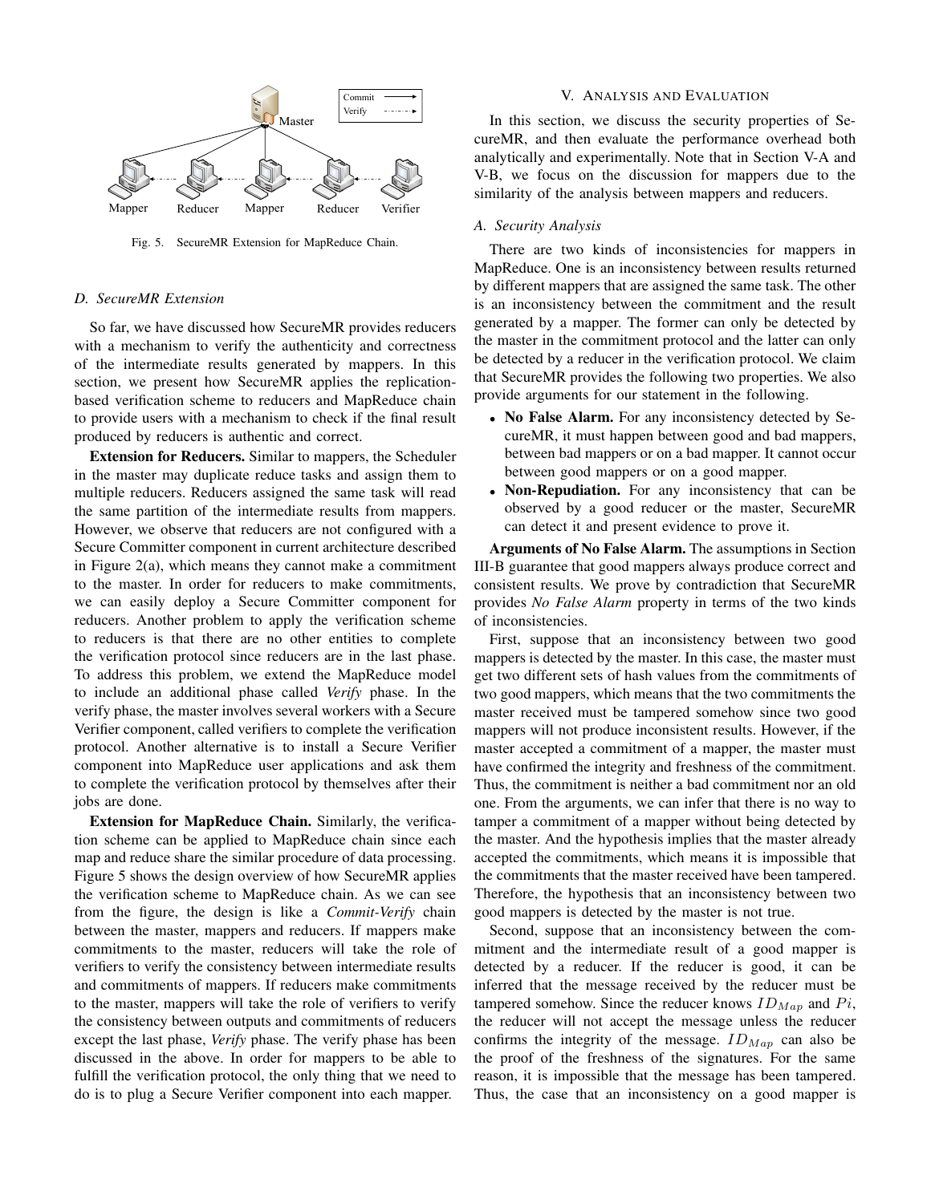Fig. 5. SecureMR Extension for MapReduce Chain.

### D. SecureMR Extension

So far, we have discussed how SecureMR provides reducers with a mechanism to verify the authenticity and correctness of the intermediate results generated by mappers. In this section, we present how SecureMR applies the replication-based verification scheme to reducers and MapReduce chain to provide users with a mechanism to check if the final result produced by reducers is authentic and correct.

**Extension for Reducers.** Similar to mappers, the Scheduler in the master may duplicate reduce tasks and assign them to multiple reducers. Reducers assigned the same task will read the same partition of the intermediate results from mappers. However, we observe that reducers are not configured with a Secure Committer component in current architecture described in Figure 2(a), which means they cannot make a commitment to the master. In order for reducers to make commitments, we can easily deploy a Secure Committer component for reducers. Another problem to apply the verification scheme to reducers is that there are no other entities to complete the verification protocol since reducers are in the last phase. To address this problem, we extend the MapReduce model to include an additional phase called *Verify* phase. In the verify phase, the master involves several workers with a Secure Verifier component, called verifiers to complete the verification protocol. Another alternative is to install a Secure Verifier component into MapReduce user applications and ask them to complete the verification protocol by themselves after their jobs are done.

**Extension for MapReduce Chain.** Similarly, the verification scheme can be applied to MapReduce chain since each map and reduce share the similar procedure of data processing. Figure 5 shows the design overview of how SecureMR applies the verification scheme to MapReduce chain. As we can see from the figure, the design is like a *Commit-Verify* chain between the master, mappers and reducers. If mappers make commitments to the master, reducers will take the role of verifiers to verify the consistency between intermediate results and commitments of mappers. If reducers make commitments to the master, mappers will take the role of verifiers to verify the consistency between outputs and commitments of reducers except the last phase, *Verify* phase. The verify phase has been discussed in the above. In order for mappers to be able to fulfill the verification protocol, the only thing that we need to do is to plug a Secure Verifier component into each mapper.

## V. Analysis and Evaluation

In this section, we discuss the security properties of SecureMR, and then evaluate the performance overhead both analytically and experimentally. Note that in Section V-A and V-B, we focus on the discussion for mappers due to the similarity of the analysis between mappers and reducers.

### A. Security Analysis

There are two kinds of inconsistencies for mappers in MapReduce. One is an inconsistency between results returned by different mappers that are assigned the same task. The other is an inconsistency between the commitment and the result generated by a mapper. The former can only be detected by the master in the commitment protocol and the latter can only be detected by a reducer in the verification protocol. We claim that SecureMR provides the following two properties. We also provide arguments for our statement in the following.

- **No False Alarm.** For any inconsistency detected by SecureMR, it must happen between good and bad mappers, between bad mappers or on a bad mapper. It cannot occur between good mappers or on a good mapper.
- **Non-Repudiation.** For any inconsistency that can be observed by a good reducer or the master, SecureMR can detect it and present evidence to prove it.

**Arguments of No False Alarm.** The assumptions in Section III-B guarantee that good mappers always produce correct and consistent results. We prove by contradiction that SecureMR provides *No False Alarm* property in terms of the two kinds of inconsistencies.

First, suppose that an inconsistency between two good mappers is detected by the master. In this case, the master must get two different sets of hash values from the commitments of two good mappers, which means that the two commitments the master received must be tampered somehow since two good mappers will not produce inconsistent results. However, if the master accepted a commitment of a mapper, the master must have confirmed the integrity and freshness of the commitment. Thus, the commitment is neither a bad commitment nor an old one. From the arguments, we can infer that there is no way to tamper a commitment of a mapper without being detected by the master. And the hypothesis implies that the master already accepted the commitments, which means it is impossible that the commitments that the master received have been tampered. Therefore, the hypothesis that an inconsistency between two good mappers is detected by the master is not true.

Second, suppose that an inconsistency between the commitment and the intermediate result of a good mapper is detected by a reducer. If the reducer is good, it can be inferred that the message received by the reducer must be tampered somehow. Since the reducer knows $ID_{Map}$ and $Pi$, the reducer will not accept the message unless the reducer confirms the integrity of the message. $ID_{Map}$ can also be the proof of the freshness of the signatures. For the same reason, it is impossible that the message has been tampered. Thus, the case that an inconsistency on a good mapper is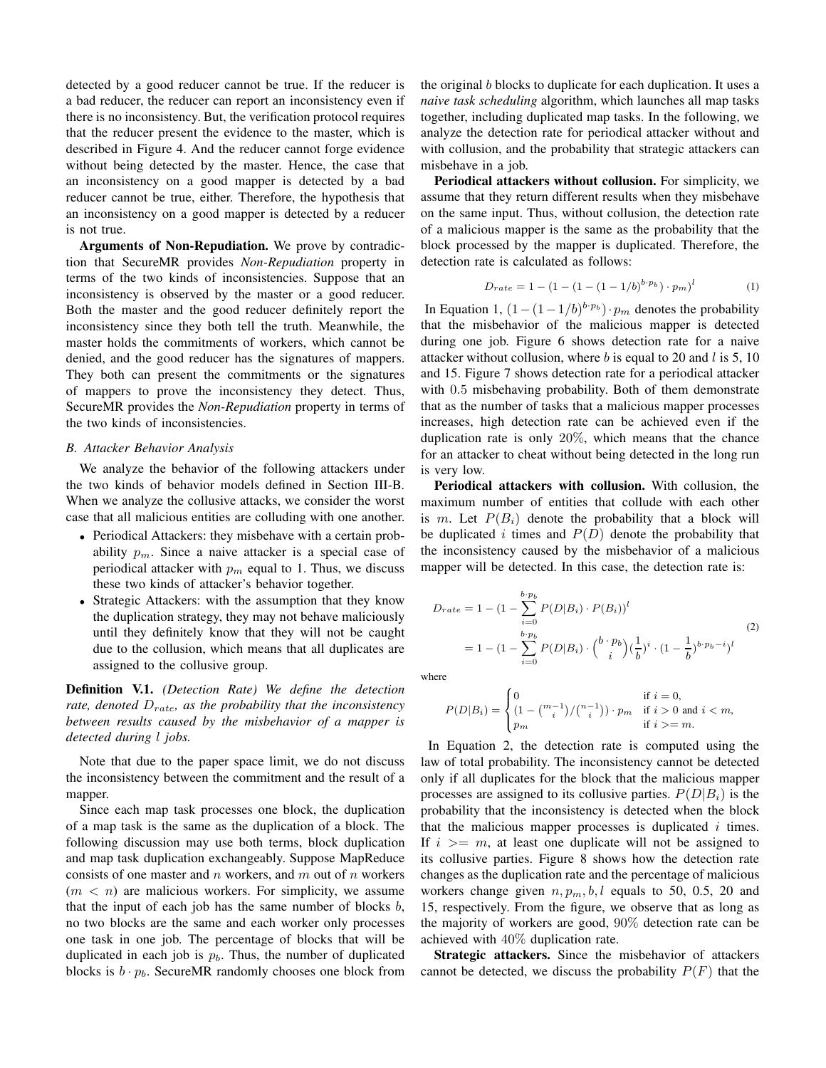detected by a good reducer cannot be true. If the reducer is a bad reducer, the reducer can report an inconsistency even if there is no inconsistency. But, the verification protocol requires that the reducer present the evidence to the master, which is described in Figure 4. And the reducer cannot forge evidence without being detected by the master. Hence, the case that an inconsistency on a good mapper is detected by a bad reducer cannot be true, either. Therefore, the hypothesis that an inconsistency on a good mapper is detected by a reducer is not true.

**Arguments of Non-Repudiation.** We prove by contradiction that SecureMR provides *Non-Repudiation* property in terms of the two kinds of inconsistencies. Suppose that an inconsistency is observed by the master or a good reducer. Both the master and the good reducer definitely report the inconsistency since they both tell the truth. Meanwhile, the master holds the commitments of workers, which cannot be denied, and the good reducer has the signatures of mappers. They both can present the commitments or the signatures of mappers to prove the inconsistency they detect. Thus, SecureMR provides the *Non-Repudiation* property in terms of the two kinds of inconsistencies.

### *B. Attacker Behavior Analysis*

We analyze the behavior of the following attackers under the two kinds of behavior models defined in Section III-B. When we analyze the collusive attacks, we consider the worst case that all malicious entities are colluding with one another.

- Periodical Attackers: they misbehave with a certain probability $p_m$. Since a naive attacker is a special case of periodical attacker with $p_m$ equal to 1. Thus, we discuss these two kinds of attacker's behavior together.
- Strategic Attackers: with the assumption that they know the duplication strategy, they may not behave maliciously until they definitely know that they will not be caught due to the collusion, which means that all duplicates are assigned to the collusive group.

**Definition V.1.** *(Detection Rate) We define the detection rate, denoted $D_{rate}$, as the probability that the inconsistency between results caused by the misbehavior of a mapper is detected during $l$ jobs.*

Note that due to the paper space limit, we do not discuss the inconsistency between the commitment and the result of a mapper.

Since each map task processes one block, the duplication of a map task is the same as the duplication of a block. The following discussion may use both terms, block duplication and map task duplication exchangeably. Suppose MapReduce consists of one master and $n$ workers, and $m$ out of $n$ workers ($m < n$) are malicious workers. For simplicity, we assume that the input of each job has the same number of blocks $b$, no two blocks are the same and each worker only processes one task in one job. The percentage of blocks that will be duplicated in each job is $p_b$. Thus, the number of duplicated blocks is $b \cdot p_b$. SecureMR randomly chooses one block from the original $b$ blocks to duplicate for each duplication. It uses a *naive task scheduling* algorithm, which launches all map tasks together, including duplicated map tasks. In the following, we analyze the detection rate for periodical attacker without and with collusion, and the probability that strategic attackers can misbehave in a job.

**Periodical attackers without collusion.** For simplicity, we assume that they return different results when they misbehave on the same input. Thus, without collusion, the detection rate of a malicious mapper is the same as the probability that the block processed by the mapper is duplicated. Therefore, the detection rate is calculated as follows:

$$D_{rate} = 1 - (1 - (1 - (1 - 1/b)^{b \cdot p_b}) \cdot p_m)^l \tag{1}$$

In Equation 1, $(1 - (1 - 1/b)^{b \cdot p_b}) \cdot p_m$ denotes the probability that the misbehavior of the malicious mapper is detected during one job. Figure 6 shows detection rate for a naive attacker without collusion, where $b$ is equal to 20 and $l$ is 5, 10 and 15. Figure 7 shows detection rate for a periodical attacker with 0.5 misbehaving probability. Both of them demonstrate that as the number of tasks that a malicious mapper processes increases, high detection rate can be achieved even if the duplication rate is only 20%, which means that the chance for an attacker to cheat without being detected in the long run is very low.

**Periodical attackers with collusion.** With collusion, the maximum number of entities that collude with each other is $m$. Let $P(B_i)$ denote the probability that a block will be duplicated $i$ times and $P(D)$ denote the probability that the inconsistency caused by the misbehavior of a malicious mapper will be detected. In this case, the detection rate is:

$$\begin{aligned} D_{rate} &= 1 - (1 - \sum_{i=0}^{b \cdot p_b} P(D|B_i) \cdot P(B_i))^l \\ &= 1 - (1 - \sum_{i=0}^{b \cdot p_b} P(D|B_i) \cdot \binom{b \cdot p_b}{i} (\frac{1}{b})^i \cdot (1 - \frac{1}{b})^{b \cdot p_b - i})^l \end{aligned} \tag{2}$$

where

$$P(D|B_i) = \begin{cases} 0 & \text{if } i = 0, \\ (1 - \binom{m-1}{i} / \binom{n-1}{i}) \cdot p_m & \text{if } i > 0 \text{ and } i < m, \\ p_m & \text{if } i >= m. \end{cases}$$

In Equation 2, the detection rate is computed using the law of total probability. The inconsistency cannot be detected only if all duplicates for the block that the malicious mapper processes are assigned to its collusive parties. $P(D|B_i)$ is the probability that the inconsistency is detected when the block that the malicious mapper processes is duplicated $i$ times. If $i >= m$, at least one duplicate will not be assigned to its collusive parties. Figure 8 shows how the detection rate changes as the duplication rate and the percentage of malicious workers change given $n, p_m, b, l$ equals to 50, 0.5, 20 and 15, respectively. From the figure, we observe that as long as the majority of workers are good, 90% detection rate can be achieved with 40% duplication rate.

**Strategic attackers.** Since the misbehavior of attackers cannot be detected, we discuss the probability $P(F)$ that the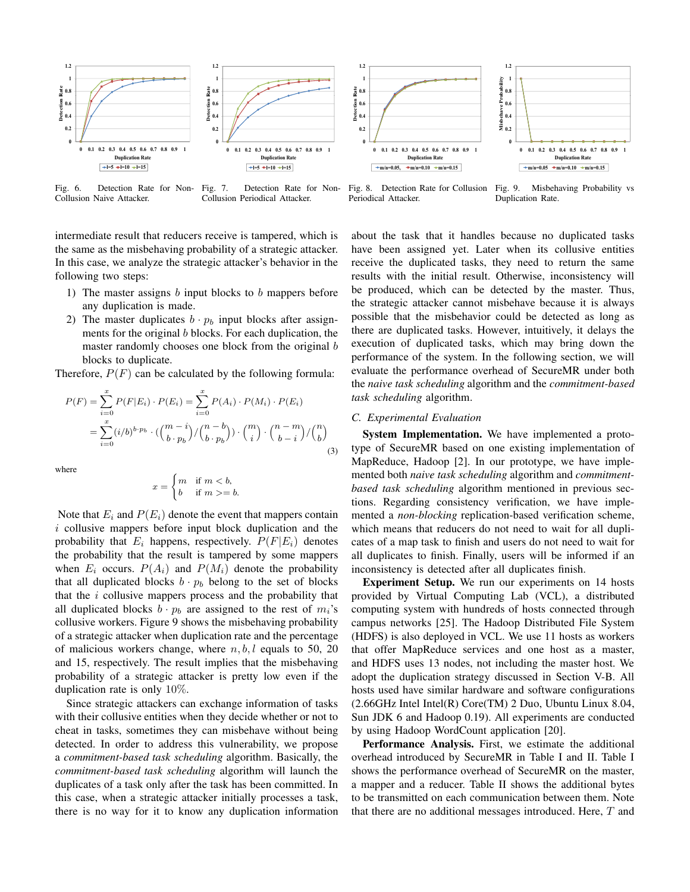Fig. 6. Detection Rate for Non-Collusion Naive Attacker.

Fig. 7. Detection Rate for Non-Collusion Periodical Attacker.

Fig. 8. Detection Rate for Collusion Periodical Attacker.

Fig. 9. Misbehaving Probability vs Duplication Rate.

intermediate result that reducers receive is tampered, which is the same as the misbehaving probability of a strategic attacker. In this case, we analyze the strategic attacker's behavior in the following two steps:

1) The master assigns $b$ input blocks to $b$ mappers before any duplication is made.
2) The master duplicates $b \cdot p_b$ input blocks after assignments for the original $b$ blocks. For each duplication, the master randomly chooses one block from the original $b$ blocks to duplicate.

Therefore, $P(F)$ can be calculated by the following formula:

$$P(F) = \sum_{i=0}^{x} P(F|E_i) \cdot P(E_i) = \sum_{i=0}^{x} P(A_i) \cdot P(M_i) \cdot P(E_i)$$
$$= \sum_{i=0}^{x} (i/b)^{b \cdot p_b} \cdot \left(\binom{m-i}{b \cdot p_b} / \binom{n-b}{b \cdot p_b}\right) \cdot \binom{m}{i} \cdot \binom{n-m}{b-i} / \binom{n}{b} \tag{3}$$

where

$$x = \begin{cases} m & \text{if } m < b, \\ b & \text{if } m >= b. \end{cases}$$

Note that $E_i$ and $P(E_i)$ denote the event that mappers contain $i$ collusive mappers before input block duplication and the probability that $E_i$ happens, respectively. $P(F|E_i)$ denotes the probability that the result is tampered by some mappers when $E_i$ occurs. $P(A_i)$ and $P(M_i)$ denote the probability that all duplicated blocks $b \cdot p_b$ belong to the set of blocks that the $i$ collusive mappers process and the probability that all duplicated blocks $b \cdot p_b$ are assigned to the rest of $m_i$'s collusive workers. Figure 9 shows the misbehaving probability of a strategic attacker when duplication rate and the percentage of malicious workers change, where $n, b, l$ equals to 50, 20 and 15, respectively. The result implies that the misbehaving probability of a strategic attacker is pretty low even if the duplication rate is only 10%.

Since strategic attackers can exchange information of tasks with their collusive entities when they decide whether or not to cheat in tasks, sometimes they can misbehave without being detected. In order to address this vulnerability, we propose a *commitment-based task scheduling* algorithm. Basically, the *commitment-based task scheduling* algorithm will launch the duplicates of a task only after the task has been committed. In this case, when a strategic attacker initially processes a task, there is no way for it to know any duplication information about the task that it handles because no duplicated tasks have been assigned yet. Later when its collusive entities receive the duplicated tasks, they need to return the same results with the initial result. Otherwise, inconsistency will be produced, which can be detected by the master. Thus, the strategic attacker cannot misbehave because it is always possible that the misbehavior could be detected as long as there are duplicated tasks. However, intuitively, it delays the execution of duplicated tasks, which may bring down the performance of the system. In the following section, we will evaluate the performance overhead of SecureMR under both the *naive task scheduling* algorithm and the *commitment-based task scheduling* algorithm.

### C. Experimental Evaluation

**System Implementation.** We have implemented a prototype of SecureMR based on one existing implementation of MapReduce, Hadoop [2]. In our prototype, we have implemented both *naive task scheduling* algorithm and *commitment-based task scheduling* algorithm mentioned in previous sections. Regarding consistency verification, we have implemented a *non-blocking* replication-based verification scheme, which means that reducers do not need to wait for all duplicates of a map task to finish and users do not need to wait for all duplicates to finish. Finally, users will be informed if an inconsistency is detected after all duplicates finish.

**Experiment Setup.** We run our experiments on 14 hosts provided by Virtual Computing Lab (VCL), a distributed computing system with hundreds of hosts connected through campus networks [25]. The Hadoop Distributed File System (HDFS) is also deployed in VCL. We use 11 hosts as workers that offer MapReduce services and one host as a master, and HDFS uses 13 nodes, not including the master host. We adopt the duplication strategy discussed in Section V-B. All hosts used have similar hardware and software configurations (2.66GHz Intel Intel(R) Core(TM) 2 Duo, Ubuntu Linux 8.04, Sun JDK 6 and Hadoop 0.19). All experiments are conducted by using Hadoop WordCount application [20].

**Performance Analysis.** First, we estimate the additional overhead introduced by SecureMR in Table I and II. Table I shows the performance overhead of SecureMR on the master, a mapper and a reducer. Table II shows the additional bytes to be transmitted on each communication between them. Note that there are no additional messages introduced. Here, $T$ and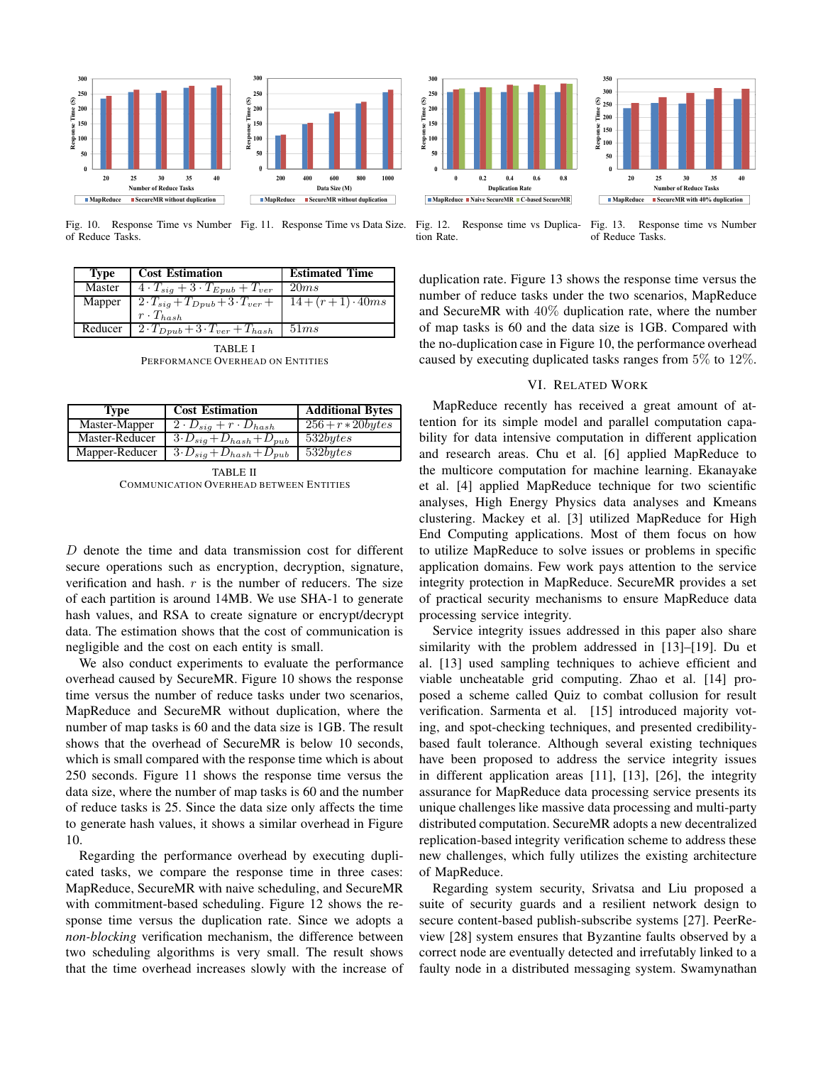Fig. 10. Response Time vs Number of Reduce Tasks.

Fig. 11. Response Time vs Data Size.

Fig. 12. Response time vs Duplication Rate.

Fig. 13. Response time vs Number of Reduce Tasks.

| Type | Cost Estimation | Estimated Time |
|---|---|---|
| Master | $4 \cdot T_{sig} + 3 \cdot T_{Epub} + T_{ver}$ | $20ms$ |
| Mapper | $2 \cdot T_{sig} + T_{Dpub} + 3 \cdot T_{ver} + r \cdot T_{hash}$ | $14 + (r+1) \cdot 40ms$ |
| Reducer | $2 \cdot T_{Dpub} + 3 \cdot T_{ver} + T_{hash}$ | $51ms$ |

TABLE I
PERFORMANCE OVERHEAD ON ENTITIES

| Type | Cost Estimation | Additional Bytes |
|---|---|---|
| Master-Mapper | $2 \cdot D_{sig} + r \cdot D_{hash}$ | $256 + r * 20bytes$ |
| Master-Reducer | $3 \cdot D_{sig} + D_{hash} + D_{pub}$ | $532bytes$ |
| Mapper-Reducer | $3 \cdot D_{sig} + D_{hash} + D_{pub}$ | $532bytes$ |

TABLE II
COMMUNICATION OVERHEAD BETWEEN ENTITIES

$D$ denote the time and data transmission cost for different secure operations such as encryption, decryption, signature, verification and hash. $r$ is the number of reducers. The size of each partition is around 14MB. We use SHA-1 to generate hash values, and RSA to create signature or encrypt/decrypt data. The estimation shows that the cost of communication is negligible and the cost on each entity is small.

We also conduct experiments to evaluate the performance overhead caused by SecureMR. Figure 10 shows the response time versus the number of reduce tasks under two scenarios, MapReduce and SecureMR without duplication, where the number of map tasks is 60 and the data size is 1GB. The result shows that the overhead of SecureMR is below 10 seconds, which is small compared with the response time which is about 250 seconds. Figure 11 shows the response time versus the data size, where the number of map tasks is 60 and the number of reduce tasks is 25. Since the data size only affects the time to generate hash values, it shows a similar overhead in Figure 10.

Regarding the performance overhead by executing duplicated tasks, we compare the response time in three cases: MapReduce, SecureMR with naive scheduling, and SecureMR with commitment-based scheduling. Figure 12 shows the response time versus the duplication rate. Since we adopts a *non-blocking* verification mechanism, the difference between two scheduling algorithms is very small. The result shows that the time overhead increases slowly with the increase of duplication rate. Figure 13 shows the response time versus the number of reduce tasks under the two scenarios, MapReduce and SecureMR with 40% duplication rate, where the number of map tasks is 60 and the data size is 1GB. Compared with the no-duplication case in Figure 10, the performance overhead caused by executing duplicated tasks ranges from 5% to 12%.

## VI. Related Work

MapReduce recently has received a great amount of attention for its simple model and parallel computation capability for data intensive computation in different application and research areas. Chu et al. [6] applied MapReduce to the multicore computation for machine learning. Ekanayake et al. [4] applied MapReduce technique for two scientific analyses, High Energy Physics data analyses and Kmeans clustering. Mackey et al. [3] utilized MapReduce for High End Computing applications. Most of them focus on how to utilize MapReduce to solve issues or problems in specific application domains. Few work pays attention to the service integrity protection in MapReduce. SecureMR provides a set of practical security mechanisms to ensure MapReduce data processing service integrity.

Service integrity issues addressed in this paper also share similarity with the problem addressed in [13]–[19]. Du et al. [13] used sampling techniques to achieve efficient and viable uncheatable grid computing. Zhao et al. [14] proposed a scheme called Quiz to combat collusion for result verification. Sarmenta et al. [15] introduced majority voting, and spot-checking techniques, and presented credibility-based fault tolerance. Although several existing techniques have been proposed to address the service integrity issues in different application areas [11], [13], [26], the integrity assurance for MapReduce data processing service presents its unique challenges like massive data processing and multi-party distributed computation. SecureMR adopts a new decentralized replication-based integrity verification scheme to address these new challenges, which fully utilizes the existing architecture of MapReduce.

Regarding system security, Srivatsa and Liu proposed a suite of security guards and a resilient network design to secure content-based publish-subscribe systems [27]. PeerReview [28] system ensures that Byzantine faults observed by a correct node are eventually detected and irrefutably linked to a faulty node in a distributed messaging system. Swamynathan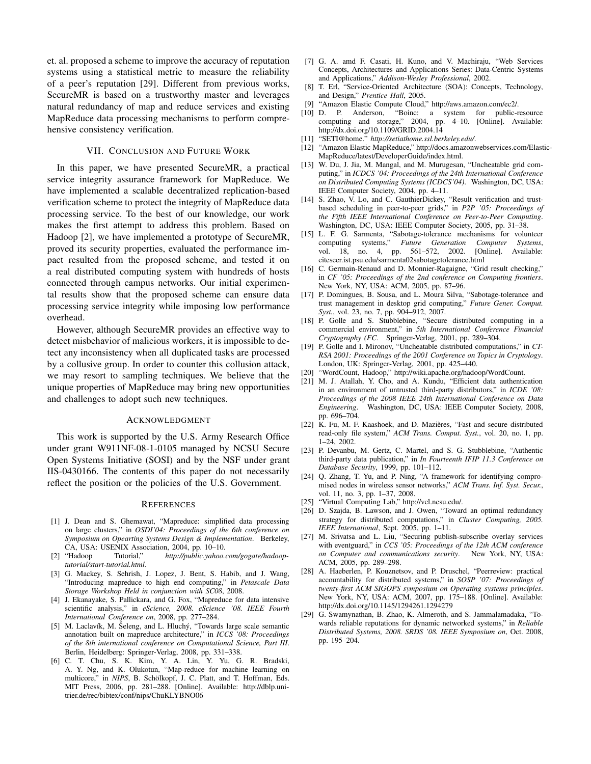et. al. proposed a scheme to improve the accuracy of reputation systems using a statistical metric to measure the reliability of a peer's reputation [29]. Different from previous works, SecureMR is based on a trustworthy master and leverages natural redundancy of map and reduce services and existing MapReduce data processing mechanisms to perform comprehensive consistency verification.

## VII. Conclusion and Future Work

In this paper, we have presented SecureMR, a practical service integrity assurance framework for MapReduce. We have implemented a scalable decentralized replication-based verification scheme to protect the integrity of MapReduce data processing service. To the best of our knowledge, our work makes the first attempt to address this problem. Based on Hadoop [2], we have implemented a prototype of SecureMR, proved its security properties, evaluated the performance impact resulted from the proposed scheme, and tested it on a real distributed computing system with hundreds of hosts connected through campus networks. Our initial experimental results show that the proposed scheme can ensure data processing service integrity while imposing low performance overhead.

However, although SecureMR provides an effective way to detect misbehavior of malicious workers, it is impossible to detect any inconsistency when all duplicated tasks are processed by a collusive group. In order to counter this collusion attack, we may resort to sampling techniques. We believe that the unique properties of MapReduce may bring new opportunities and challenges to adopt such new techniques.

## Acknowledgment

This work is supported by the U.S. Army Research Office under grant W911NF-08-1-0105 managed by NCSU Secure Open Systems Initiative (SOSI) and by the NSF under grant IIS-0430166. The contents of this paper do not necessarily reflect the position or the policies of the U.S. Government.

## References

[1] J. Dean and S. Ghemawat, "Mapreduce: simplified data processing on large clusters," in *OSDI'04: Proceedings of the 6th conference on Symposium on Opearting Systems Design & Implementation*. Berkeley, CA, USA: USENIX Association, 2004, pp. 10–10.

[2] "Hadoop Tutorial," *http://public.yahoo.com/gogate/hadoop-tutorial/start-tutorial.html*.

[3] G. Mackey, S. Sehrish, J. Lopez, J. Bent, S. Habib, and J. Wang, "Introducing mapreduce to high end computing," in *Petascale Data Storage Workshop Held in conjunction with SC08*, 2008.

[4] J. Ekanayake, S. Pallickara, and G. Fox, "Mapreduce for data intensive scientific analysis," in *eScience, 2008. eScience '08. IEEE Fourth International Conference on*, 2008, pp. 277–284.

[5] M. Laclavík, M. Šeleng, and L. Hluchý, "Towards large scale semantic annotation built on mapreduce architecture," in *ICCS '08: Proceedings of the 8th international conference on Computational Science, Part III*. Berlin, Heidelberg: Springer-Verlag, 2008, pp. 331–338.

[6] C. T. Chu, S. K. Kim, Y. A. Lin, Y. Yu, G. R. Bradski, A. Y. Ng, and K. Olukotun, "Map-reduce for machine learning on multicore," in *NIPS*, B. Schölkopf, J. C. Platt, and T. Hoffman, Eds. MIT Press, 2006, pp. 281–288. [Online]. Available: http://dblp.uni-trier.de/rec/bibtex/conf/nips/ChuKLYBNO06

[7] G. A. amd F. Casati, H. Kuno, and V. Machiraju, "Web Services Concepts, Architectures and Applications Series: Data-Centric Systems and Applications," *Addison-Wesley Professional*, 2002.

[8] T. Erl, "Service-Oriented Architecture (SOA): Concepts, Technology, and Design," *Prentice Hall*, 2005.

[9] "Amazon Elastic Compute Cloud," http://aws.amazon.com/ec2/.

[10] D. P. Anderson, "Boinc: a system for public-resource computing and storage," 2004, pp. 4–10. [Online]. Available: http://dx.doi.org/10.1109/GRID.2004.14

[11] "SETI@home." *http://setiathome.ssl.berkeley.edu/*.

[12] "Amazon Elastic MapReduce," http://docs.amazonwebservices.com/ElasticMapReduce/latest/DeveloperGuide/index.html.

[13] W. Du, J. Jia, M. Mangal, and M. Murugesan, "Uncheatable grid computing," in *ICDCS '04: Proceedings of the 24th International Conference on Distributed Computing Systems (ICDCS'04)*. Washington, DC, USA: IEEE Computer Society, 2004, pp. 4–11.

[14] S. Zhao, V. Lo, and C. GauthierDickey, "Result verification and trust-based scheduling in peer-to-peer grids," in *P2P '05: Proceedings of the Fifth IEEE International Conference on Peer-to-Peer Computing*. Washington, DC, USA: IEEE Computer Society, 2005, pp. 31–38.

[15] L. F. G. Sarmenta, "Sabotage-tolerance mechanisms for volunteer computing systems," *Future Generation Computer Systems*, vol. 18, no. 4, pp. 561–572, 2002. [Online]. Available: citeseer.ist.psu.edu/sarmenta02sabotagetolerance.html

[16] C. Germain-Renaud and D. Monnier-Ragaigne, "Grid result checking," in *CF '05: Proceedings of the 2nd conference on Computing frontiers*. New York, NY, USA: ACM, 2005, pp. 87–96.

[17] P. Domingues, B. Sousa, and L. Moura Silva, "Sabotage-tolerance and trust management in desktop grid computing," *Future Gener. Comput. Syst.*, vol. 23, no. 7, pp. 904–912, 2007.

[18] P. Golle and S. Stubblebine, "Secure distributed computing in a commercial environment," in *5th International Conference Financial Cryptography (FC*. Springer-Verlag, 2001, pp. 289–304.

[19] P. Golle and I. Mironov, "Uncheatable distributed computations," in *CT-RSA 2001: Proceedings of the 2001 Conference on Topics in Cryptology*. London, UK: Springer-Verlag, 2001, pp. 425–440.

[20] "WordCount, Hadoop," http://wiki.apache.org/hadoop/WordCount.

[21] M. J. Atallah, Y. Cho, and A. Kundu, "Efficient data authentication in an environment of untrusted third-party distributors," in *ICDE '08: Proceedings of the 2008 IEEE 24th International Conference on Data Engineering*. Washington, DC, USA: IEEE Computer Society, 2008, pp. 696–704.

[22] K. Fu, M. F. Kaashoek, and D. Mazières, "Fast and secure distributed read-only file system," *ACM Trans. Comput. Syst.*, vol. 20, no. 1, pp. 1–24, 2002.

[23] P. Devanbu, M. Gertz, C. Martel, and S. G. Stubblebine, "Authentic third-party data publication," in *In Fourteenth IFIP 11.3 Conference on Database Security*, 1999, pp. 101–112.

[24] Q. Zhang, T. Yu, and P. Ning, "A framework for identifying compromised nodes in wireless sensor networks," *ACM Trans. Inf. Syst. Secur.*, vol. 11, no. 3, pp. 1–37, 2008.

[25] "Virtual Computing Lab," http://vcl.ncsu.edu/.

[26] D. Szajda, B. Lawson, and J. Owen, "Toward an optimal redundancy strategy for distributed computations," in *Cluster Computing, 2005. IEEE International*, Sept. 2005, pp. 1–11.

[27] M. Srivatsa and L. Liu, "Securing publish-subscribe overlay services with eventguard," in *CCS '05: Proceedings of the 12th ACM conference on Computer and communications security*. New York, NY, USA: ACM, 2005, pp. 289–298.

[28] A. Haeberlen, P. Kouznetsov, and P. Druschel, "Peerreview: practical accountability for distributed systems," in *SOSP '07: Proceedings of twenty-first ACM SIGOPS symposium on Operating systems principles*. New York, NY, USA: ACM, 2007, pp. 175–188. [Online]. Available: http://dx.doi.org/10.1145/1294261.1294279

[29] G. Swamynathan, B. Zhao, K. Almeroth, and S. Jammalamadaka, "Towards reliable reputations for dynamic networked systems," in *Reliable Distributed Systems, 2008. SRDS '08. IEEE Symposium on*, Oct. 2008, pp. 195–204.